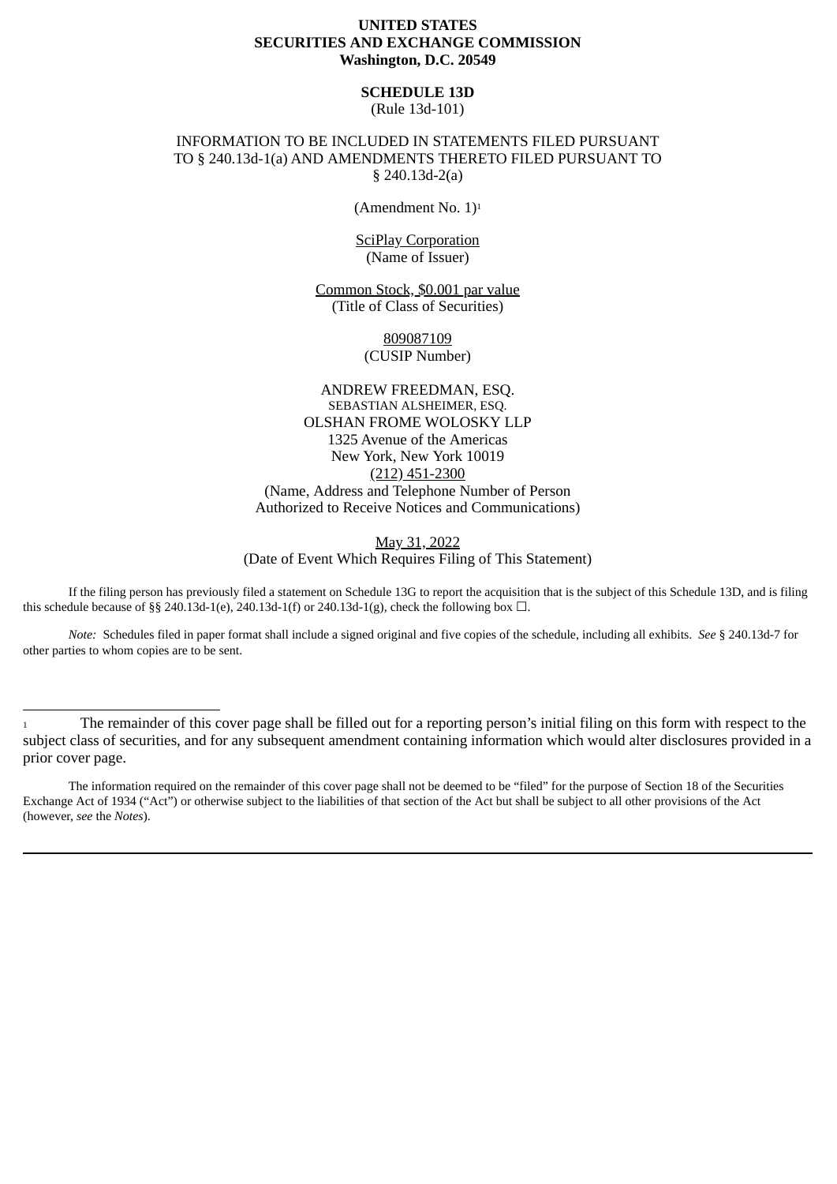**UNITED STATES**
**SECURITIES AND EXCHANGE COMMISSION**
**Washington, D.C. 20549**

**SCHEDULE 13D**
(Rule 13d-101)

INFORMATION TO BE INCLUDED IN STATEMENTS FILED PURSUANT TO § 240.13d-1(a) AND AMENDMENTS THERETO FILED PURSUANT TO § 240.13d-2(a)

(Amendment No. 1)[1]

SciPlay Corporation
(Name of Issuer)

Common Stock, $0.001 par value
(Title of Class of Securities)

809087109
(CUSIP Number)

ANDREW FREEDMAN, ESQ.
SEBASTIAN ALSHEIMER, ESQ.
OLSHAN FROME WOLOSKY LLP
1325 Avenue of the Americas
New York, New York 10019
(212) 451-2300
(Name, Address and Telephone Number of Person Authorized to Receive Notices and Communications)

May 31, 2022
(Date of Event Which Requires Filing of This Statement)

If the filing person has previously filed a statement on Schedule 13G to report the acquisition that is the subject of this Schedule 13D, and is filing this schedule because of §§ 240.13d-1(e), 240.13d-1(f) or 240.13d-1(g), check the following box ☐.

*Note:* Schedules filed in paper format shall include a signed original and five copies of the schedule, including all exhibits. *See* § 240.13d-7 for other parties to whom copies are to be sent.

---

[1] The remainder of this cover page shall be filled out for a reporting person's initial filing on this form with respect to the subject class of securities, and for any subsequent amendment containing information which would alter disclosures provided in a prior cover page.

The information required on the remainder of this cover page shall not be deemed to be "filed" for the purpose of Section 18 of the Securities Exchange Act of 1934 ("Act") or otherwise subject to the liabilities of that section of the Act but shall be subject to all other provisions of the Act (however, *see* the *Notes*).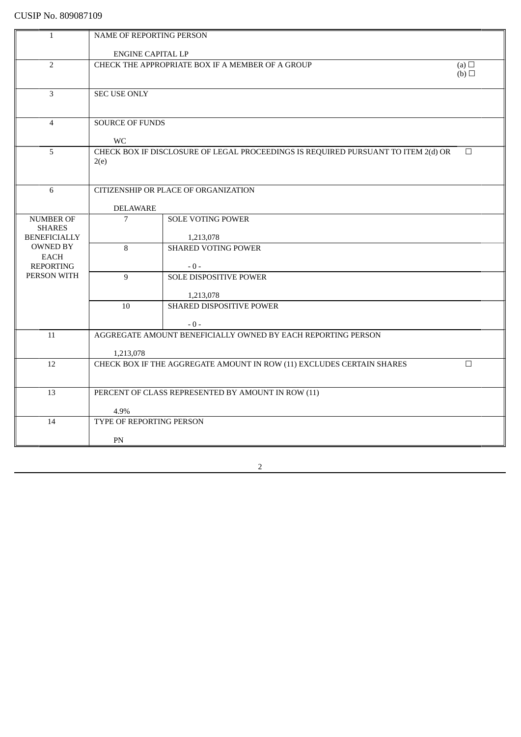CUSIP No. 809087109

| | | | |
|---|---|---|---|
| 1 | NAME OF REPORTING PERSON<br><br>ENGINE CAPITAL LP | | |
| 2 | CHECK THE APPROPRIATE BOX IF A MEMBER OF A GROUP | | (a) ☐<br>(b) ☐ |
| 3 | SEC USE ONLY | | |
| 4 | SOURCE OF FUNDS<br><br>WC | | |
| 5 | CHECK BOX IF DISCLOSURE OF LEGAL PROCEEDINGS IS REQUIRED PURSUANT TO ITEM 2(d) OR 2(e) | | ☐ |
| 6 | CITIZENSHIP OR PLACE OF ORGANIZATION<br><br>DELAWARE | | |
| NUMBER OF SHARES BENEFICIALLY OWNED BY EACH REPORTING PERSON WITH | 7 | SOLE VOTING POWER<br><br>1,213,078 | |
| | 8 | SHARED VOTING POWER<br><br>- 0 - | |
| | 9 | SOLE DISPOSITIVE POWER<br><br>1,213,078 | |
| | 10 | SHARED DISPOSITIVE POWER<br><br>- 0 - | |
| 11 | AGGREGATE AMOUNT BENEFICIALLY OWNED BY EACH REPORTING PERSON<br><br>1,213,078 | | |
| 12 | CHECK BOX IF THE AGGREGATE AMOUNT IN ROW (11) EXCLUDES CERTAIN SHARES | | ☐ |
| 13 | PERCENT OF CLASS REPRESENTED BY AMOUNT IN ROW (11)<br><br>4.9% | | |
| 14 | TYPE OF REPORTING PERSON<br><br>PN | | |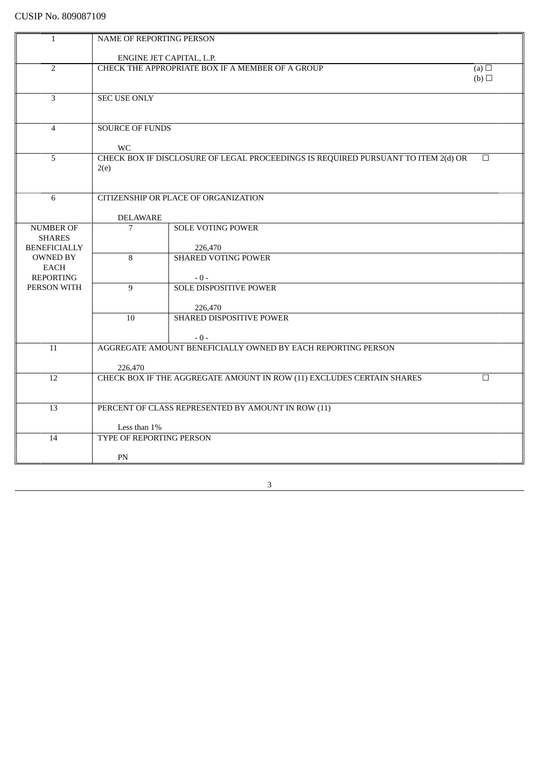CUSIP No. 809087109

| | | | |
|---|---|---|---|
| 1 | NAME OF REPORTING PERSON<br><br>ENGINE JET CAPITAL, L.P. | | |
| 2 | CHECK THE APPROPRIATE BOX IF A MEMBER OF A GROUP | | (a) ☐<br>(b) ☐ |
| 3 | SEC USE ONLY | | |
| 4 | SOURCE OF FUNDS<br><br>WC | | |
| 5 | CHECK BOX IF DISCLOSURE OF LEGAL PROCEEDINGS IS REQUIRED PURSUANT TO ITEM 2(d) OR 2(e) | | ☐ |
| 6 | CITIZENSHIP OR PLACE OF ORGANIZATION<br><br>DELAWARE | | |
| NUMBER OF SHARES BENEFICIALLY OWNED BY EACH REPORTING PERSON WITH | 7 | SOLE VOTING POWER<br><br>226,470 | |
| | 8 | SHARED VOTING POWER<br><br>- 0 - | |
| | 9 | SOLE DISPOSITIVE POWER<br><br>226,470 | |
| | 10 | SHARED DISPOSITIVE POWER<br><br>- 0 - | |
| 11 | AGGREGATE AMOUNT BENEFICIALLY OWNED BY EACH REPORTING PERSON<br><br>226,470 | | |
| 12 | CHECK BOX IF THE AGGREGATE AMOUNT IN ROW (11) EXCLUDES CERTAIN SHARES | | ☐ |
| 13 | PERCENT OF CLASS REPRESENTED BY AMOUNT IN ROW (11)<br><br>Less than 1% | | |
| 14 | TYPE OF REPORTING PERSON<br><br>PN | | |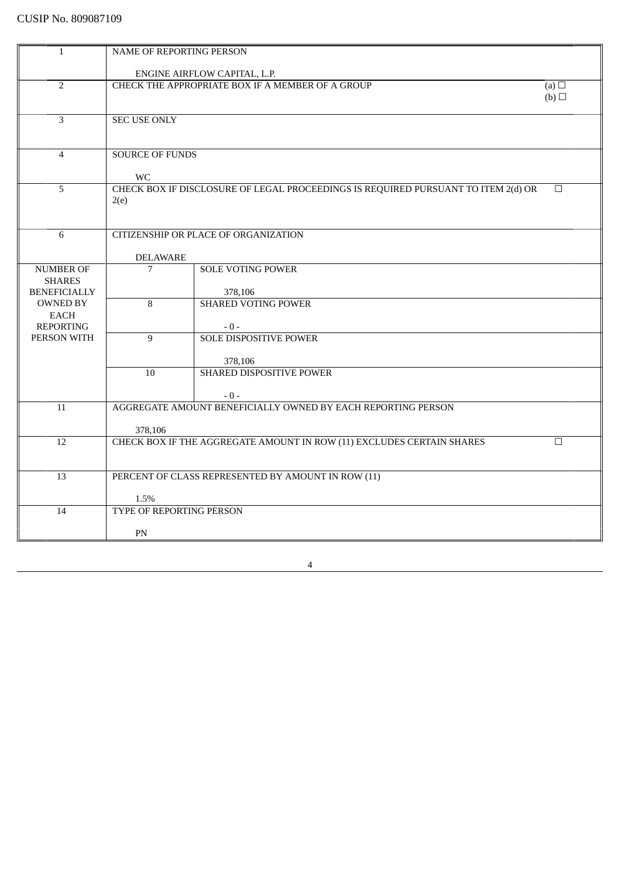CUSIP No. 809087109

| | | | |
|---|---|---|---|
| 1 | NAME OF REPORTING PERSON<br><br>ENGINE AIRFLOW CAPITAL, L.P. | | |
| 2 | CHECK THE APPROPRIATE BOX IF A MEMBER OF A GROUP | | (a) ☐<br>(b) ☐ |
| 3 | SEC USE ONLY | | |
| 4 | SOURCE OF FUNDS<br><br>WC | | |
| 5 | CHECK BOX IF DISCLOSURE OF LEGAL PROCEEDINGS IS REQUIRED PURSUANT TO ITEM 2(d) OR 2(e) | | ☐ |
| 6 | CITIZENSHIP OR PLACE OF ORGANIZATION<br><br>DELAWARE | | |
| NUMBER OF SHARES BENEFICIALLY OWNED BY EACH REPORTING PERSON WITH | 7 | SOLE VOTING POWER<br><br>378,106 | |
| | 8 | SHARED VOTING POWER<br><br>- 0 - | |
| | 9 | SOLE DISPOSITIVE POWER<br><br>378,106 | |
| | 10 | SHARED DISPOSITIVE POWER<br><br>- 0 - | |
| 11 | AGGREGATE AMOUNT BENEFICIALLY OWNED BY EACH REPORTING PERSON<br><br>378,106 | | |
| 12 | CHECK BOX IF THE AGGREGATE AMOUNT IN ROW (11) EXCLUDES CERTAIN SHARES | | ☐ |
| 13 | PERCENT OF CLASS REPRESENTED BY AMOUNT IN ROW (11)<br><br>1.5% | | |
| 14 | TYPE OF REPORTING PERSON<br><br>PN | | |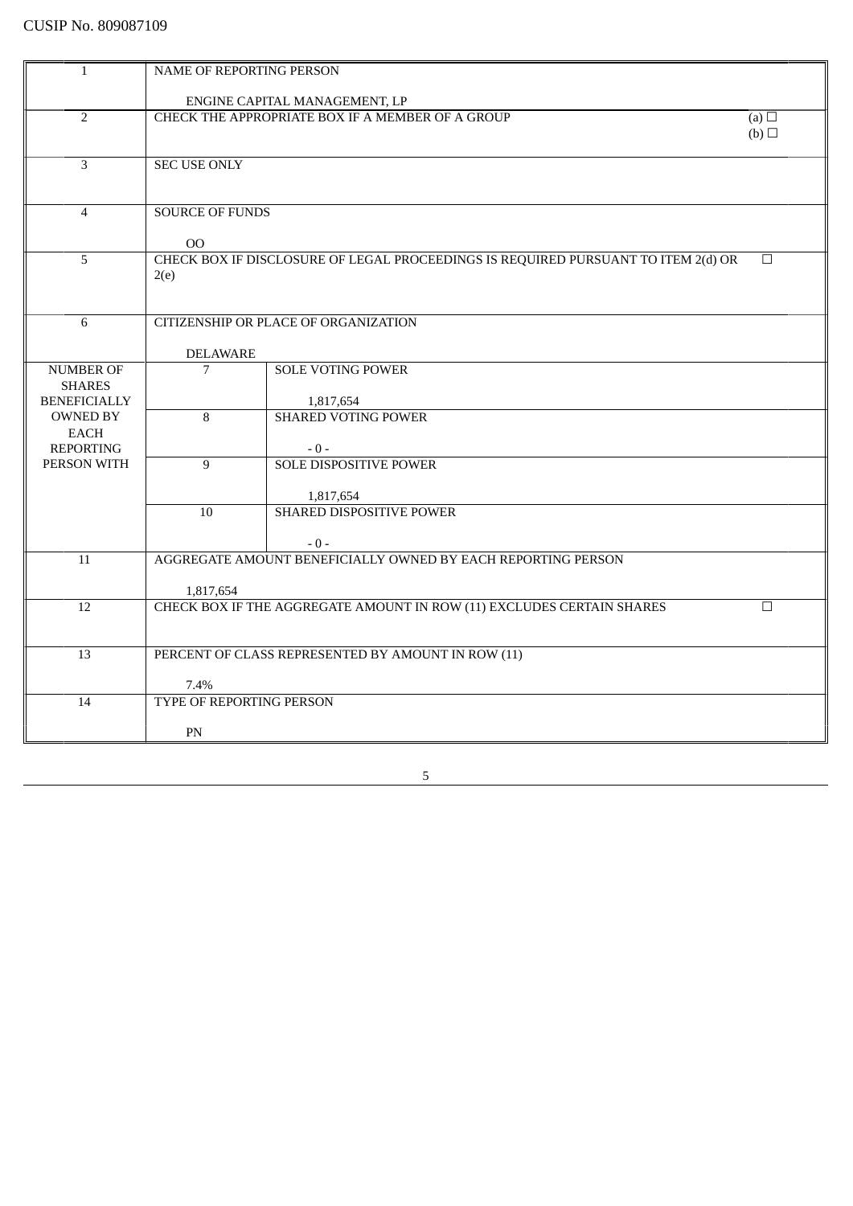CUSIP No. 809087109

| | | | |
|---|---|---|---|
| 1 | NAME OF REPORTING PERSON<br><br>ENGINE CAPITAL MANAGEMENT, LP | | |
| 2 | CHECK THE APPROPRIATE BOX IF A MEMBER OF A GROUP | | (a) ☐<br>(b) ☐ |
| 3 | SEC USE ONLY | | |
| 4 | SOURCE OF FUNDS<br><br>OO | | |
| 5 | CHECK BOX IF DISCLOSURE OF LEGAL PROCEEDINGS IS REQUIRED PURSUANT TO ITEM 2(d) OR 2(e) | | ☐ |
| 6 | CITIZENSHIP OR PLACE OF ORGANIZATION<br><br>DELAWARE | | |
| NUMBER OF SHARES BENEFICIALLY OWNED BY EACH REPORTING PERSON WITH | 7 | SOLE VOTING POWER<br><br>1,817,654 | |
| | 8 | SHARED VOTING POWER<br><br>- 0 - | |
| | 9 | SOLE DISPOSITIVE POWER<br><br>1,817,654 | |
| | 10 | SHARED DISPOSITIVE POWER<br><br>- 0 - | |
| 11 | AGGREGATE AMOUNT BENEFICIALLY OWNED BY EACH REPORTING PERSON<br><br>1,817,654 | | |
| 12 | CHECK BOX IF THE AGGREGATE AMOUNT IN ROW (11) EXCLUDES CERTAIN SHARES | | ☐ |
| 13 | PERCENT OF CLASS REPRESENTED BY AMOUNT IN ROW (11)<br><br>7.4% | | |
| 14 | TYPE OF REPORTING PERSON<br><br>PN | | |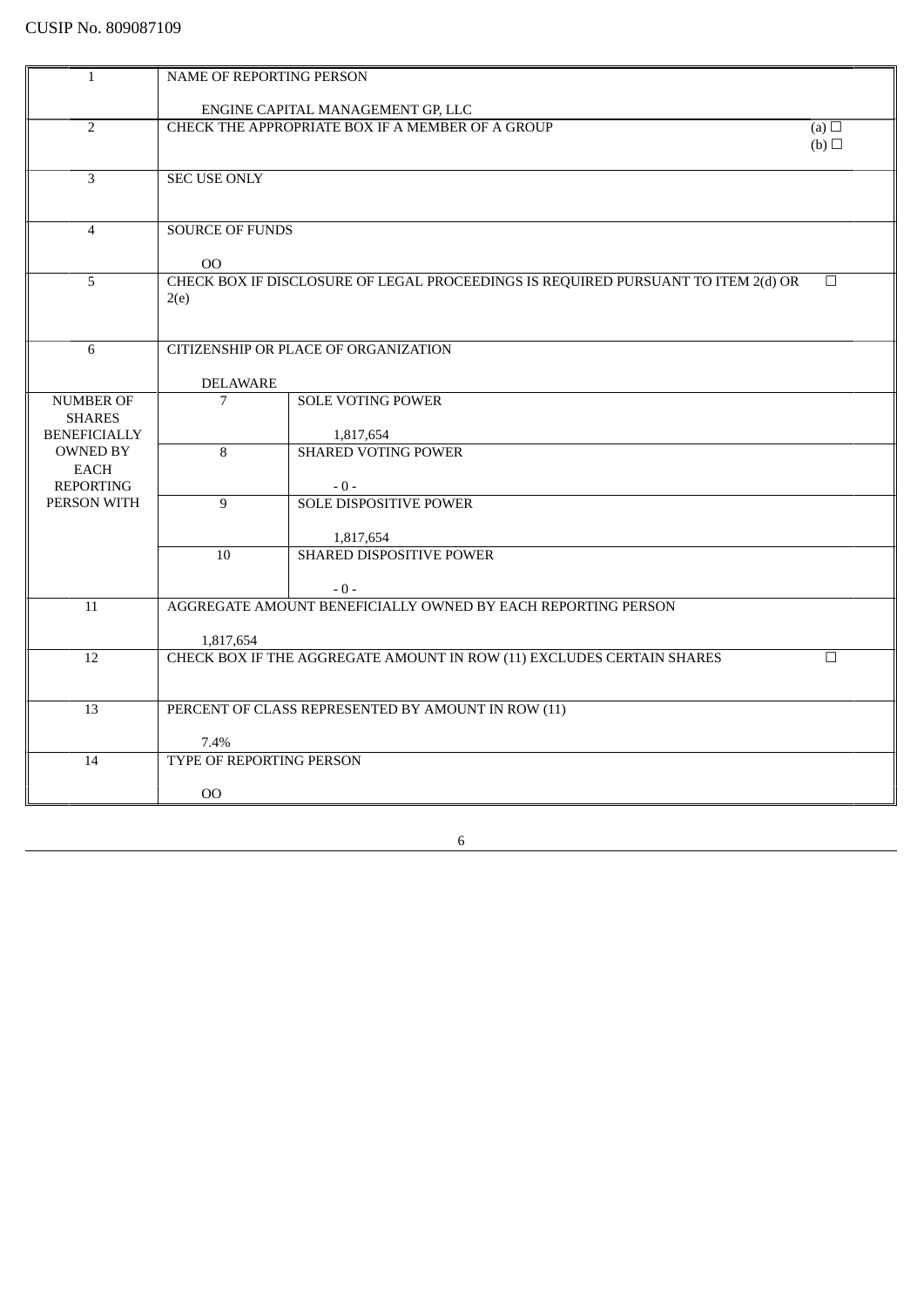CUSIP No. 809087109

| | | | |
|---|---|---|---|
| 1 | NAME OF REPORTING PERSON<br><br>ENGINE CAPITAL MANAGEMENT GP, LLC | | |
| 2 | CHECK THE APPROPRIATE BOX IF A MEMBER OF A GROUP | | (a) ☐<br>(b) ☐ |
| 3 | SEC USE ONLY | | |
| 4 | SOURCE OF FUNDS<br><br>OO | | |
| 5 | CHECK BOX IF DISCLOSURE OF LEGAL PROCEEDINGS IS REQUIRED PURSUANT TO ITEM 2(d) OR 2(e) | | ☐ |
| 6 | CITIZENSHIP OR PLACE OF ORGANIZATION<br><br>DELAWARE | | |
| NUMBER OF SHARES BENEFICIALLY OWNED BY EACH REPORTING PERSON WITH | 7 | SOLE VOTING POWER<br><br>1,817,654 | |
| | 8 | SHARED VOTING POWER<br><br>- 0 - | |
| | 9 | SOLE DISPOSITIVE POWER<br><br>1,817,654 | |
| | 10 | SHARED DISPOSITIVE POWER<br><br>- 0 - | |
| 11 | AGGREGATE AMOUNT BENEFICIALLY OWNED BY EACH REPORTING PERSON<br><br>1,817,654 | | |
| 12 | CHECK BOX IF THE AGGREGATE AMOUNT IN ROW (11) EXCLUDES CERTAIN SHARES | | ☐ |
| 13 | PERCENT OF CLASS REPRESENTED BY AMOUNT IN ROW (11)<br><br>7.4% | | |
| 14 | TYPE OF REPORTING PERSON<br><br>OO | | |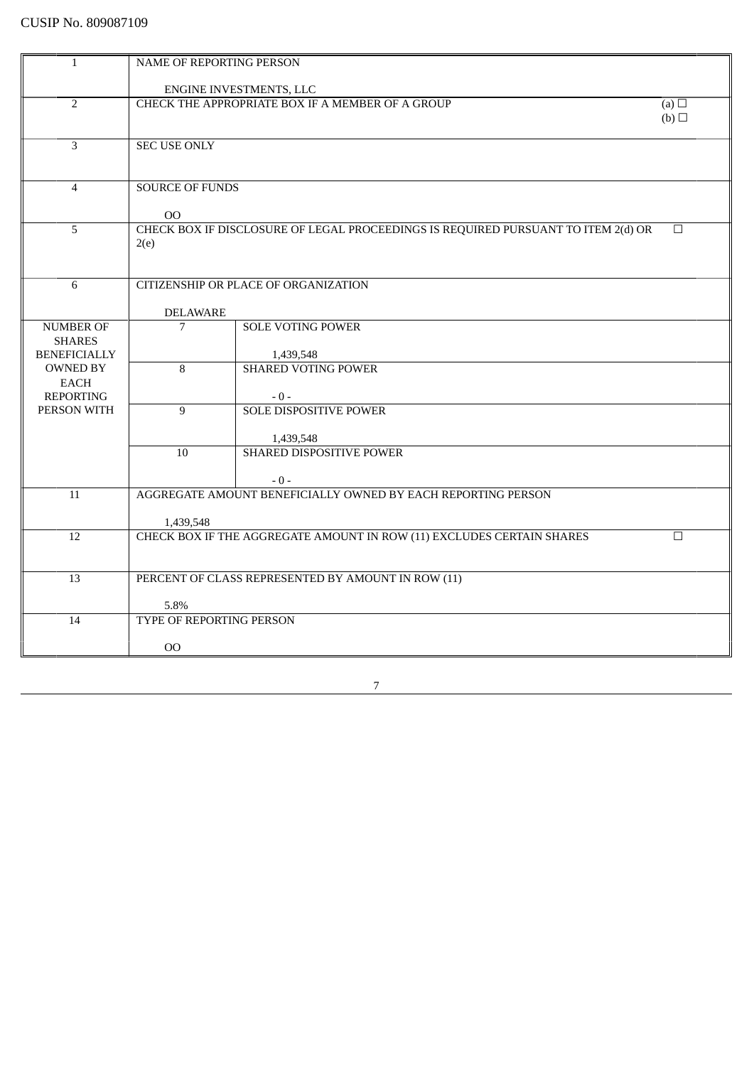CUSIP No. 809087109

| | | | |
|---|---|---|---|
| 1 | NAME OF REPORTING PERSON<br><br>ENGINE INVESTMENTS, LLC | | |
| 2 | CHECK THE APPROPRIATE BOX IF A MEMBER OF A GROUP | | (a) ☐<br>(b) ☐ |
| 3 | SEC USE ONLY | | |
| 4 | SOURCE OF FUNDS<br><br>OO | | |
| 5 | CHECK BOX IF DISCLOSURE OF LEGAL PROCEEDINGS IS REQUIRED PURSUANT TO ITEM 2(d) OR 2(e) | | ☐ |
| 6 | CITIZENSHIP OR PLACE OF ORGANIZATION<br><br>DELAWARE | | |
| NUMBER OF SHARES BENEFICIALLY OWNED BY EACH REPORTING PERSON WITH | 7 | SOLE VOTING POWER<br><br>1,439,548 | |
| | 8 | SHARED VOTING POWER<br><br>- 0 - | |
| | 9 | SOLE DISPOSITIVE POWER<br><br>1,439,548 | |
| | 10 | SHARED DISPOSITIVE POWER<br><br>- 0 - | |
| 11 | AGGREGATE AMOUNT BENEFICIALLY OWNED BY EACH REPORTING PERSON<br><br>1,439,548 | | |
| 12 | CHECK BOX IF THE AGGREGATE AMOUNT IN ROW (11) EXCLUDES CERTAIN SHARES | | ☐ |
| 13 | PERCENT OF CLASS REPRESENTED BY AMOUNT IN ROW (11)<br><br>5.8% | | |
| 14 | TYPE OF REPORTING PERSON<br><br>OO | | |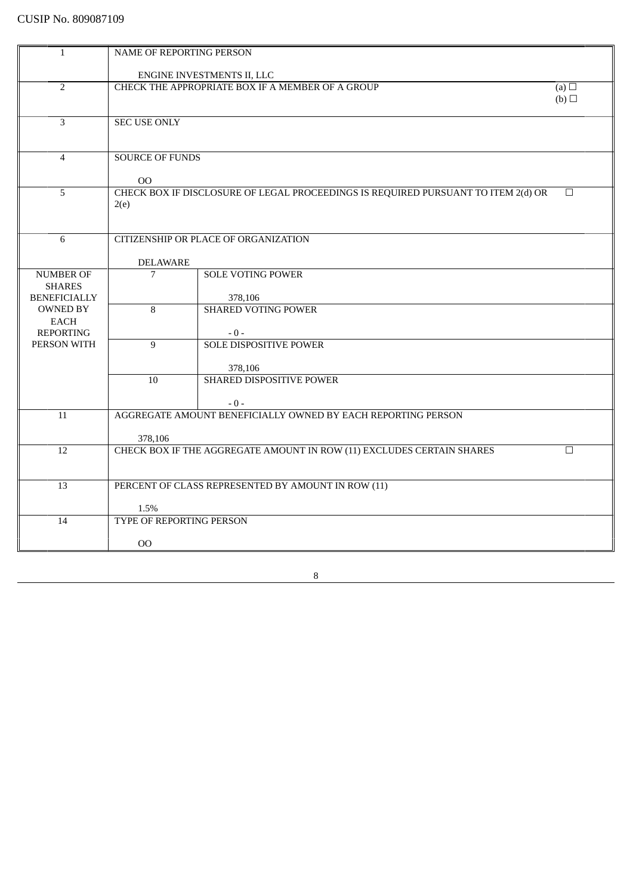CUSIP No. 809087109

| | | | |
|---|---|---|---|
| 1 | NAME OF REPORTING PERSON<br><br>ENGINE INVESTMENTS II, LLC | | |
| 2 | CHECK THE APPROPRIATE BOX IF A MEMBER OF A GROUP | | (a) ☐<br>(b) ☐ |
| 3 | SEC USE ONLY | | |
| 4 | SOURCE OF FUNDS<br><br>OO | | |
| 5 | CHECK BOX IF DISCLOSURE OF LEGAL PROCEEDINGS IS REQUIRED PURSUANT TO ITEM 2(d) OR 2(e) | | ☐ |
| 6 | CITIZENSHIP OR PLACE OF ORGANIZATION<br><br>DELAWARE | | |
| NUMBER OF SHARES BENEFICIALLY OWNED BY EACH REPORTING PERSON WITH | 7 | SOLE VOTING POWER<br><br>378,106 | |
| | 8 | SHARED VOTING POWER<br><br>- 0 - | |
| | 9 | SOLE DISPOSITIVE POWER<br><br>378,106 | |
| | 10 | SHARED DISPOSITIVE POWER<br><br>- 0 - | |
| 11 | AGGREGATE AMOUNT BENEFICIALLY OWNED BY EACH REPORTING PERSON<br><br>378,106 | | |
| 12 | CHECK BOX IF THE AGGREGATE AMOUNT IN ROW (11) EXCLUDES CERTAIN SHARES | | ☐ |
| 13 | PERCENT OF CLASS REPRESENTED BY AMOUNT IN ROW (11)<br><br>1.5% | | |
| 14 | TYPE OF REPORTING PERSON<br><br>OO | | |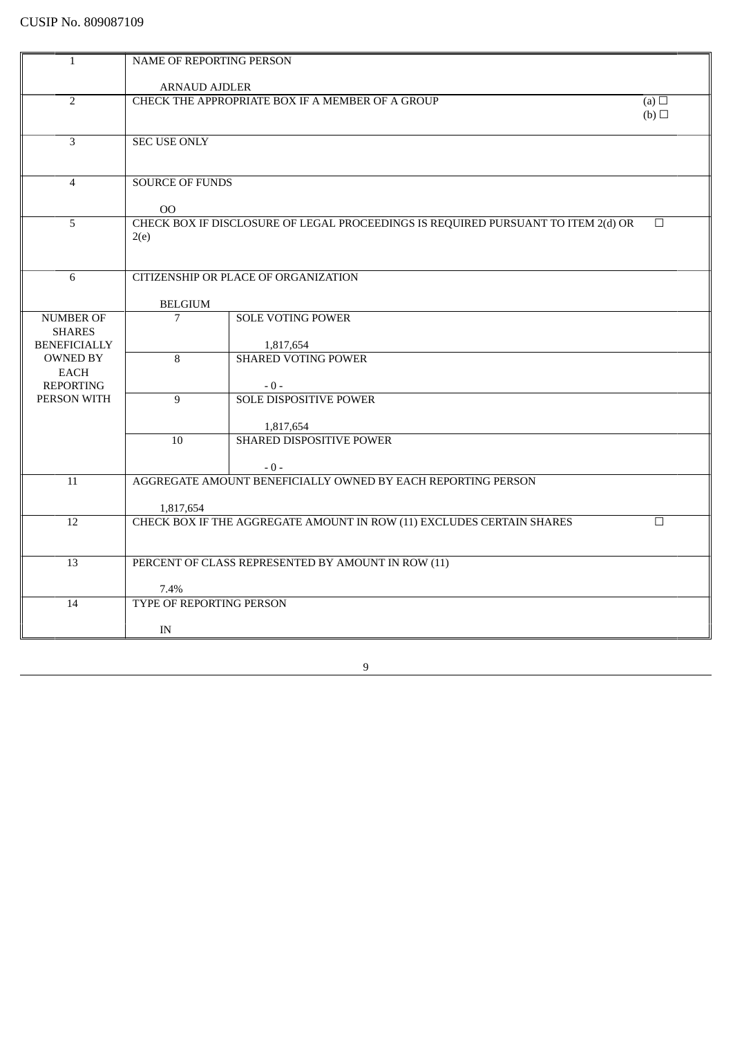CUSIP No. 809087109

| | | | |
|---|---|---|---|
| 1 | NAME OF REPORTING PERSON<br><br>ARNAUD AJDLER | | |
| 2 | CHECK THE APPROPRIATE BOX IF A MEMBER OF A GROUP | | (a) ☐<br>(b) ☐ |
| 3 | SEC USE ONLY | | |
| 4 | SOURCE OF FUNDS<br><br>OO | | |
| 5 | CHECK BOX IF DISCLOSURE OF LEGAL PROCEEDINGS IS REQUIRED PURSUANT TO ITEM 2(d) OR 2(e) | | ☐ |
| 6 | CITIZENSHIP OR PLACE OF ORGANIZATION<br><br>BELGIUM | | |
| NUMBER OF SHARES BENEFICIALLY OWNED BY EACH REPORTING PERSON WITH | 7 | SOLE VOTING POWER<br><br>1,817,654 | |
| | 8 | SHARED VOTING POWER<br><br>- 0 - | |
| | 9 | SOLE DISPOSITIVE POWER<br><br>1,817,654 | |
| | 10 | SHARED DISPOSITIVE POWER<br><br>- 0 - | |
| 11 | AGGREGATE AMOUNT BENEFICIALLY OWNED BY EACH REPORTING PERSON<br><br>1,817,654 | | |
| 12 | CHECK BOX IF THE AGGREGATE AMOUNT IN ROW (11) EXCLUDES CERTAIN SHARES | | ☐ |
| 13 | PERCENT OF CLASS REPRESENTED BY AMOUNT IN ROW (11)<br><br>7.4% | | |
| 14 | TYPE OF REPORTING PERSON<br><br>IN | | |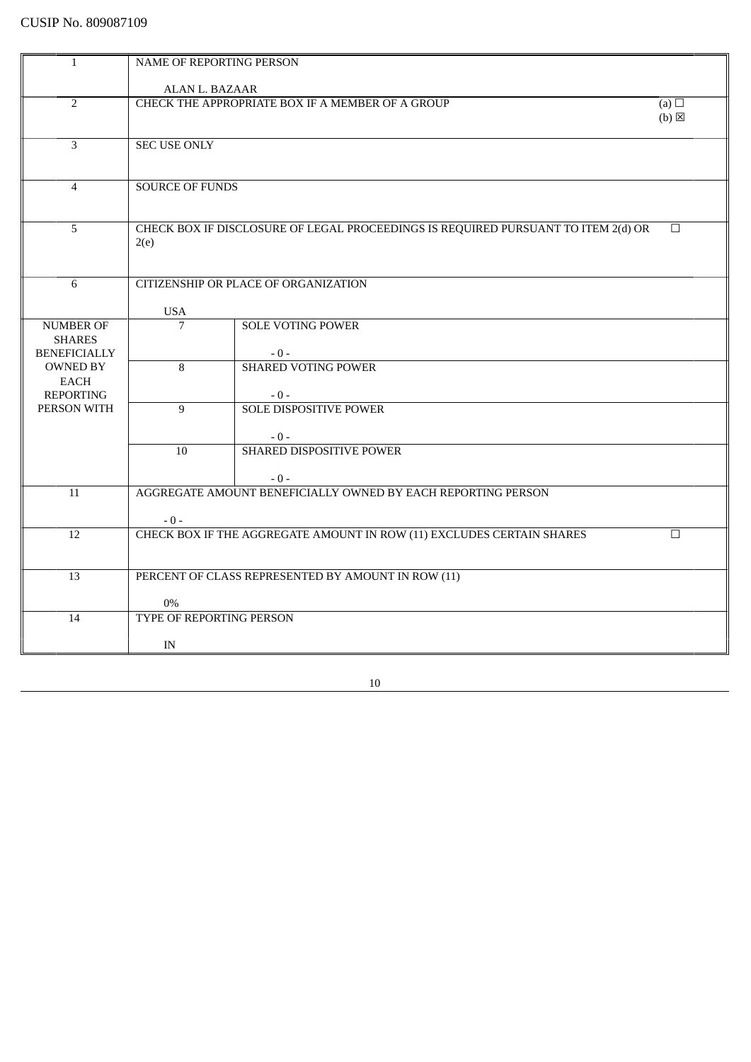CUSIP No. 809087109

| | | | |
|---|---|---|---|
| 1 | NAME OF REPORTING PERSON<br><br>ALAN L. BAZAAR | | |
| 2 | CHECK THE APPROPRIATE BOX IF A MEMBER OF A GROUP | | (a) ☐<br>(b) ☒ |
| 3 | SEC USE ONLY | | |
| 4 | SOURCE OF FUNDS | | |
| 5 | CHECK BOX IF DISCLOSURE OF LEGAL PROCEEDINGS IS REQUIRED PURSUANT TO ITEM 2(d) OR 2(e) | | ☐ |
| 6 | CITIZENSHIP OR PLACE OF ORGANIZATION<br><br>USA | | |
| NUMBER OF SHARES BENEFICIALLY OWNED BY EACH REPORTING PERSON WITH | 7 | SOLE VOTING POWER<br><br>- 0 - | |
| | 8 | SHARED VOTING POWER<br><br>- 0 - | |
| | 9 | SOLE DISPOSITIVE POWER<br><br>- 0 - | |
| | 10 | SHARED DISPOSITIVE POWER<br><br>- 0 - | |
| 11 | AGGREGATE AMOUNT BENEFICIALLY OWNED BY EACH REPORTING PERSON<br><br>- 0 - | | |
| 12 | CHECK BOX IF THE AGGREGATE AMOUNT IN ROW (11) EXCLUDES CERTAIN SHARES | | ☐ |
| 13 | PERCENT OF CLASS REPRESENTED BY AMOUNT IN ROW (11)<br><br>0% | | |
| 14 | TYPE OF REPORTING PERSON<br><br>IN | | |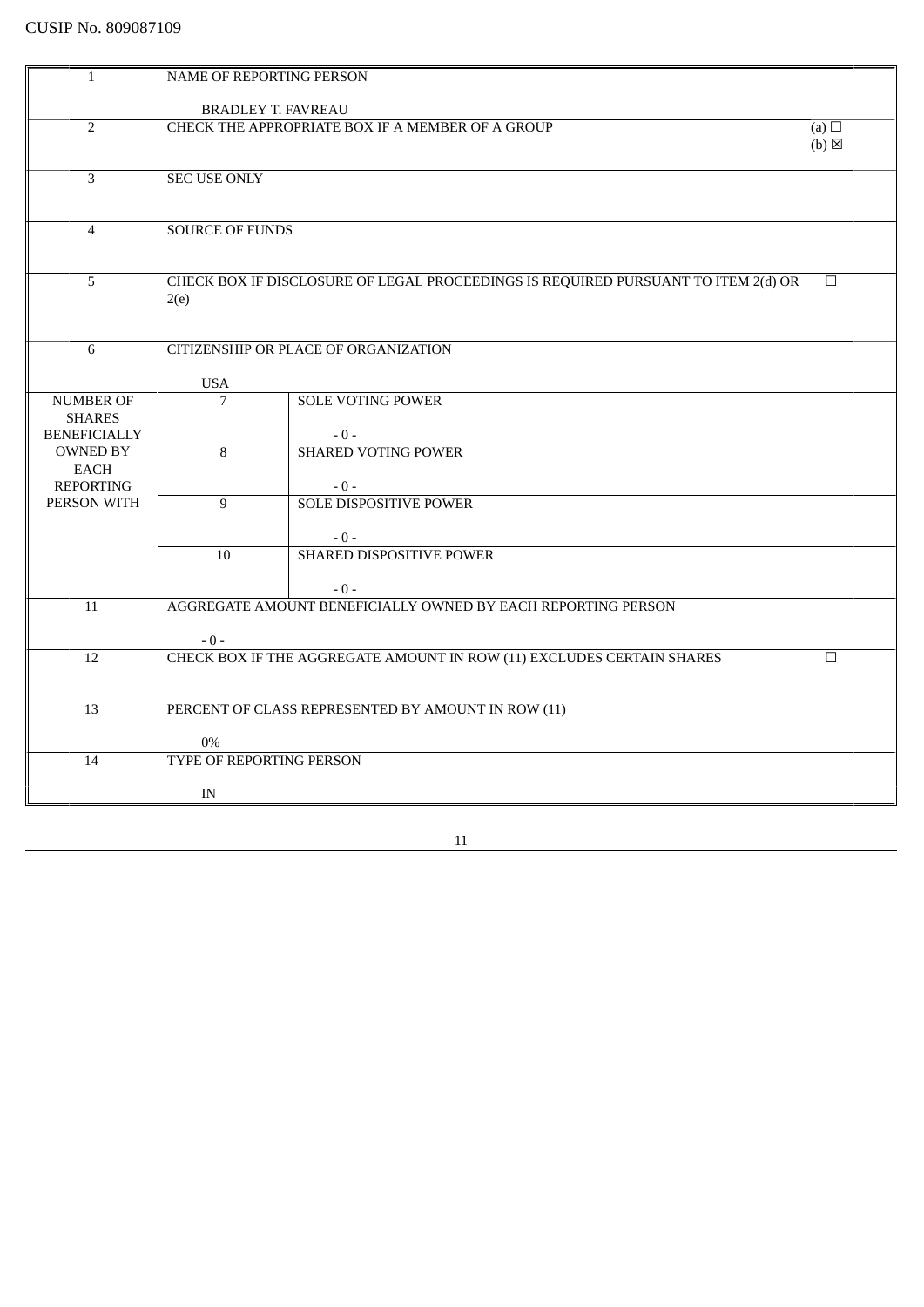CUSIP No. 809087109

| 1 | NAME OF REPORTING PERSON<br><br>BRADLEY T. FAVREAU | | |
|---|---|---|---|
| 2 | CHECK THE APPROPRIATE BOX IF A MEMBER OF A GROUP | | (a) ☐<br>(b) ☒ |
| 3 | SEC USE ONLY | | |
| 4 | SOURCE OF FUNDS | | |
| 5 | CHECK BOX IF DISCLOSURE OF LEGAL PROCEEDINGS IS REQUIRED PURSUANT TO ITEM 2(d) OR 2(e) | | ☐ |
| 6 | CITIZENSHIP OR PLACE OF ORGANIZATION<br><br>USA | | |
| NUMBER OF SHARES BENEFICIALLY OWNED BY EACH REPORTING PERSON WITH | 7 | SOLE VOTING POWER<br><br>- 0 - | |
| | 8 | SHARED VOTING POWER<br><br>- 0 - | |
| | 9 | SOLE DISPOSITIVE POWER<br><br>- 0 - | |
| | 10 | SHARED DISPOSITIVE POWER<br><br>- 0 - | |
| 11 | AGGREGATE AMOUNT BENEFICIALLY OWNED BY EACH REPORTING PERSON<br><br>- 0 - | | |
| 12 | CHECK BOX IF THE AGGREGATE AMOUNT IN ROW (11) EXCLUDES CERTAIN SHARES | | ☐ |
| 13 | PERCENT OF CLASS REPRESENTED BY AMOUNT IN ROW (11)<br><br>0% | | |
| 14 | TYPE OF REPORTING PERSON<br><br>IN | | |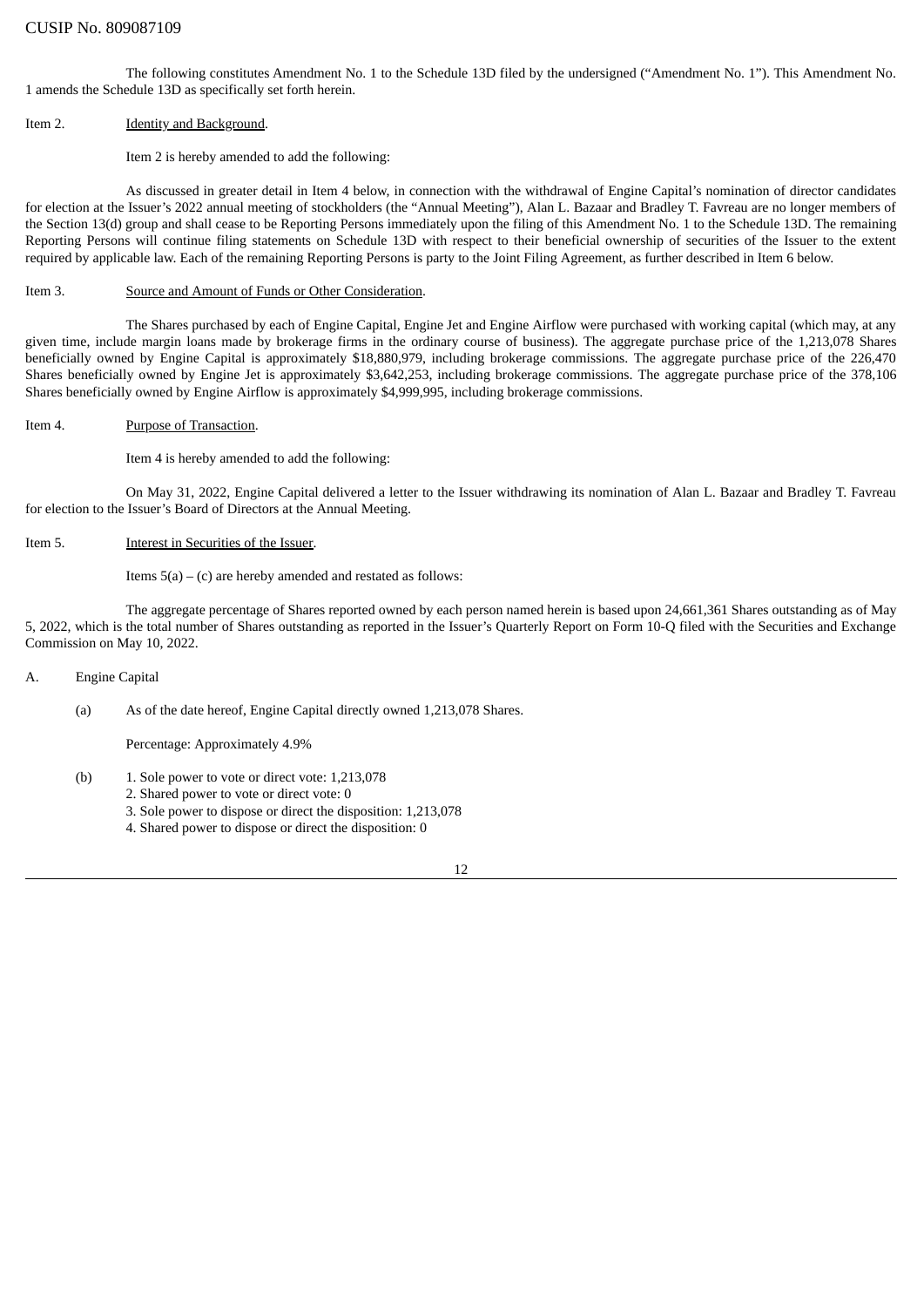CUSIP No. 809087109

The following constitutes Amendment No. 1 to the Schedule 13D filed by the undersigned ("Amendment No. 1"). This Amendment No. 1 amends the Schedule 13D as specifically set forth herein.

Item 2. Identity and Background.

Item 2 is hereby amended to add the following:

As discussed in greater detail in Item 4 below, in connection with the withdrawal of Engine Capital's nomination of director candidates for election at the Issuer's 2022 annual meeting of stockholders (the "Annual Meeting"), Alan L. Bazaar and Bradley T. Favreau are no longer members of the Section 13(d) group and shall cease to be Reporting Persons immediately upon the filing of this Amendment No. 1 to the Schedule 13D. The remaining Reporting Persons will continue filing statements on Schedule 13D with respect to their beneficial ownership of securities of the Issuer to the extent required by applicable law. Each of the remaining Reporting Persons is party to the Joint Filing Agreement, as further described in Item 6 below.

Item 3. Source and Amount of Funds or Other Consideration.

The Shares purchased by each of Engine Capital, Engine Jet and Engine Airflow were purchased with working capital (which may, at any given time, include margin loans made by brokerage firms in the ordinary course of business). The aggregate purchase price of the 1,213,078 Shares beneficially owned by Engine Capital is approximately $18,880,979, including brokerage commissions. The aggregate purchase price of the 226,470 Shares beneficially owned by Engine Jet is approximately $3,642,253, including brokerage commissions. The aggregate purchase price of the 378,106 Shares beneficially owned by Engine Airflow is approximately $4,999,995, including brokerage commissions.

Item 4. Purpose of Transaction.

Item 4 is hereby amended to add the following:

On May 31, 2022, Engine Capital delivered a letter to the Issuer withdrawing its nomination of Alan L. Bazaar and Bradley T. Favreau for election to the Issuer's Board of Directors at the Annual Meeting.

Item 5. Interest in Securities of the Issuer.

Items 5(a) – (c) are hereby amended and restated as follows:

The aggregate percentage of Shares reported owned by each person named herein is based upon 24,661,361 Shares outstanding as of May 5, 2022, which is the total number of Shares outstanding as reported in the Issuer's Quarterly Report on Form 10-Q filed with the Securities and Exchange Commission on May 10, 2022.

A. Engine Capital

(a) As of the date hereof, Engine Capital directly owned 1,213,078 Shares.

Percentage: Approximately 4.9%

(b) 1. Sole power to vote or direct vote: 1,213,078
2. Shared power to vote or direct vote: 0
3. Sole power to dispose or direct the disposition: 1,213,078
4. Shared power to dispose or direct the disposition: 0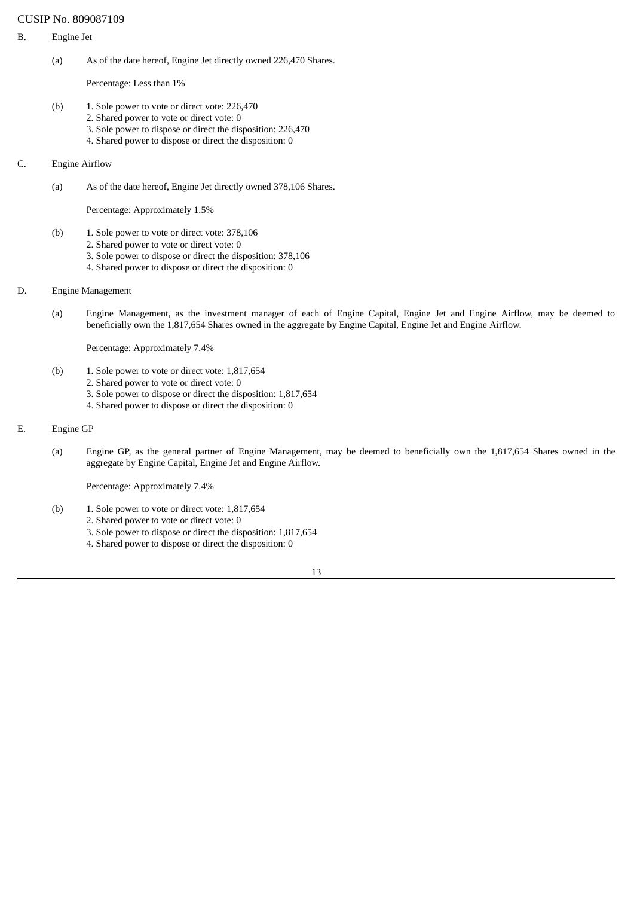CUSIP No. 809087109

B. Engine Jet

(a) As of the date hereof, Engine Jet directly owned 226,470 Shares.

Percentage: Less than 1%

(b) 1. Sole power to vote or direct vote: 226,470
2. Shared power to vote or direct vote: 0
3. Sole power to dispose or direct the disposition: 226,470
4. Shared power to dispose or direct the disposition: 0

C. Engine Airflow

(a) As of the date hereof, Engine Jet directly owned 378,106 Shares.

Percentage: Approximately 1.5%

(b) 1. Sole power to vote or direct vote: 378,106
2. Shared power to vote or direct vote: 0
3. Sole power to dispose or direct the disposition: 378,106
4. Shared power to dispose or direct the disposition: 0

D. Engine Management

(a) Engine Management, as the investment manager of each of Engine Capital, Engine Jet and Engine Airflow, may be deemed to beneficially own the 1,817,654 Shares owned in the aggregate by Engine Capital, Engine Jet and Engine Airflow.

Percentage: Approximately 7.4%

(b) 1. Sole power to vote or direct vote: 1,817,654
2. Shared power to vote or direct vote: 0
3. Sole power to dispose or direct the disposition: 1,817,654
4. Shared power to dispose or direct the disposition: 0

E. Engine GP

(a) Engine GP, as the general partner of Engine Management, may be deemed to beneficially own the 1,817,654 Shares owned in the aggregate by Engine Capital, Engine Jet and Engine Airflow.

Percentage: Approximately 7.4%

(b) 1. Sole power to vote or direct vote: 1,817,654
2. Shared power to vote or direct vote: 0
3. Sole power to dispose or direct the disposition: 1,817,654
4. Shared power to dispose or direct the disposition: 0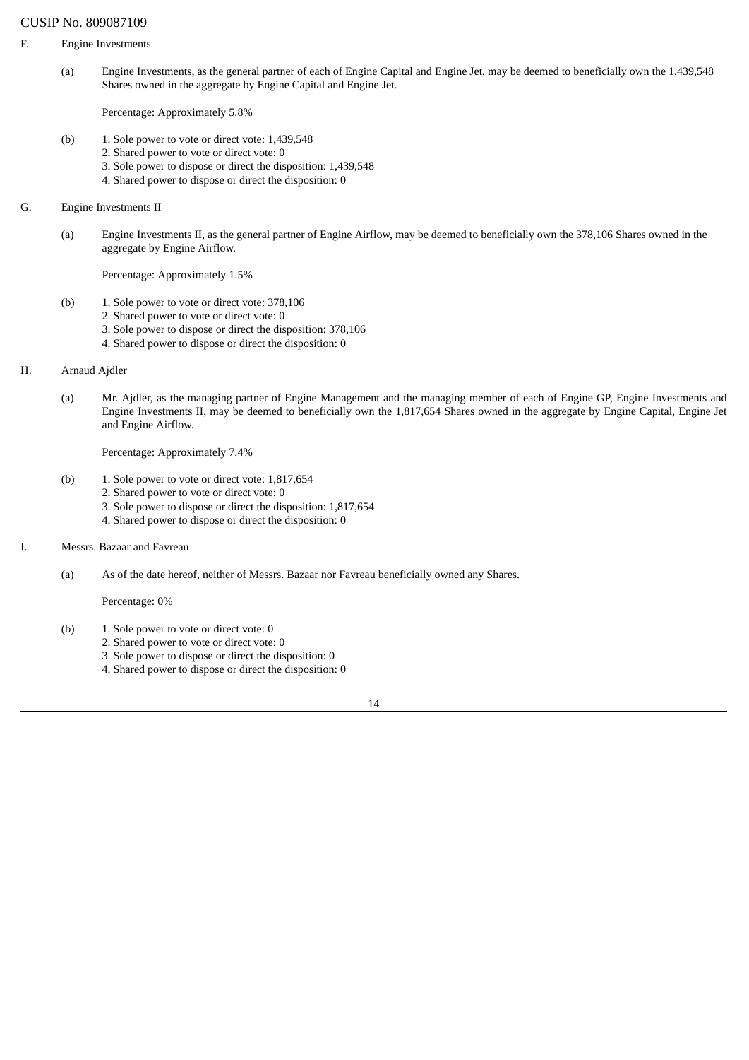F. Engine Investments

(a) Engine Investments, as the general partner of each of Engine Capital and Engine Jet, may be deemed to beneficially own the 1,439,548 Shares owned in the aggregate by Engine Capital and Engine Jet.

Percentage: Approximately 5.8%

(b) 1. Sole power to vote or direct vote: 1,439,548
2. Shared power to vote or direct vote: 0
3. Sole power to dispose or direct the disposition: 1,439,548
4. Shared power to dispose or direct the disposition: 0

G. Engine Investments II

(a) Engine Investments II, as the general partner of Engine Airflow, may be deemed to beneficially own the 378,106 Shares owned in the aggregate by Engine Airflow.

Percentage: Approximately 1.5%

(b) 1. Sole power to vote or direct vote: 378,106
2. Shared power to vote or direct vote: 0
3. Sole power to dispose or direct the disposition: 378,106
4. Shared power to dispose or direct the disposition: 0

H. Arnaud Ajdler

(a) Mr. Ajdler, as the managing partner of Engine Management and the managing member of each of Engine GP, Engine Investments and Engine Investments II, may be deemed to beneficially own the 1,817,654 Shares owned in the aggregate by Engine Capital, Engine Jet and Engine Airflow.

Percentage: Approximately 7.4%

(b) 1. Sole power to vote or direct vote: 1,817,654
2. Shared power to vote or direct vote: 0
3. Sole power to dispose or direct the disposition: 1,817,654
4. Shared power to dispose or direct the disposition: 0

I. Messrs. Bazaar and Favreau

(a) As of the date hereof, neither of Messrs. Bazaar nor Favreau beneficially owned any Shares.

Percentage: 0%

(b) 1. Sole power to vote or direct vote: 0
2. Shared power to vote or direct vote: 0
3. Sole power to dispose or direct the disposition: 0
4. Shared power to dispose or direct the disposition: 0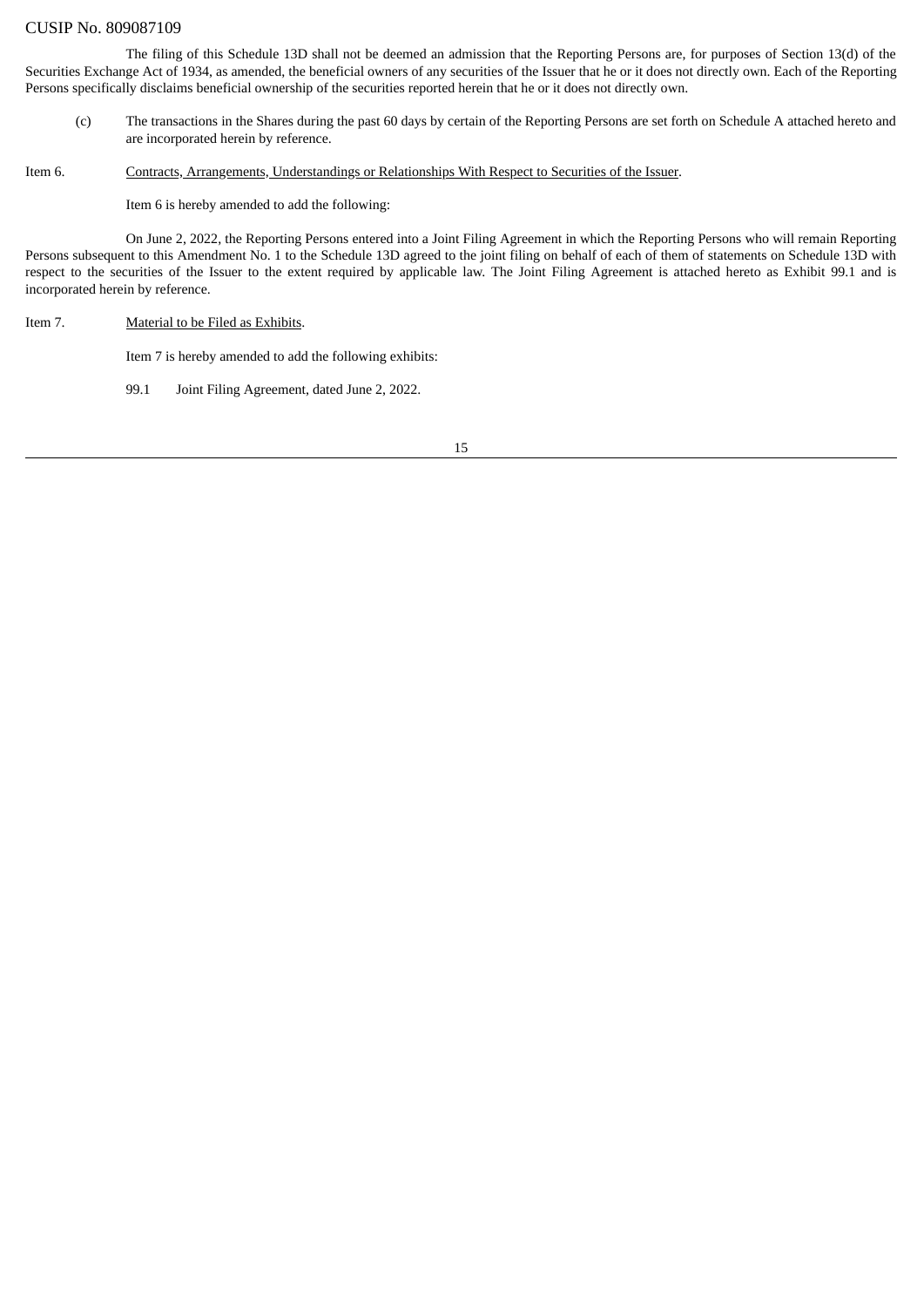The filing of this Schedule 13D shall not be deemed an admission that the Reporting Persons are, for purposes of Section 13(d) of the Securities Exchange Act of 1934, as amended, the beneficial owners of any securities of the Issuer that he or it does not directly own. Each of the Reporting Persons specifically disclaims beneficial ownership of the securities reported herein that he or it does not directly own.

(c) The transactions in the Shares during the past 60 days by certain of the Reporting Persons are set forth on Schedule A attached hereto and are incorporated herein by reference.

Item 6. Contracts, Arrangements, Understandings or Relationships With Respect to Securities of the Issuer.

Item 6 is hereby amended to add the following:

On June 2, 2022, the Reporting Persons entered into a Joint Filing Agreement in which the Reporting Persons who will remain Reporting Persons subsequent to this Amendment No. 1 to the Schedule 13D agreed to the joint filing on behalf of each of them of statements on Schedule 13D with respect to the securities of the Issuer to the extent required by applicable law. The Joint Filing Agreement is attached hereto as Exhibit 99.1 and is incorporated herein by reference.

Item 7. Material to be Filed as Exhibits.

Item 7 is hereby amended to add the following exhibits:

99.1 Joint Filing Agreement, dated June 2, 2022.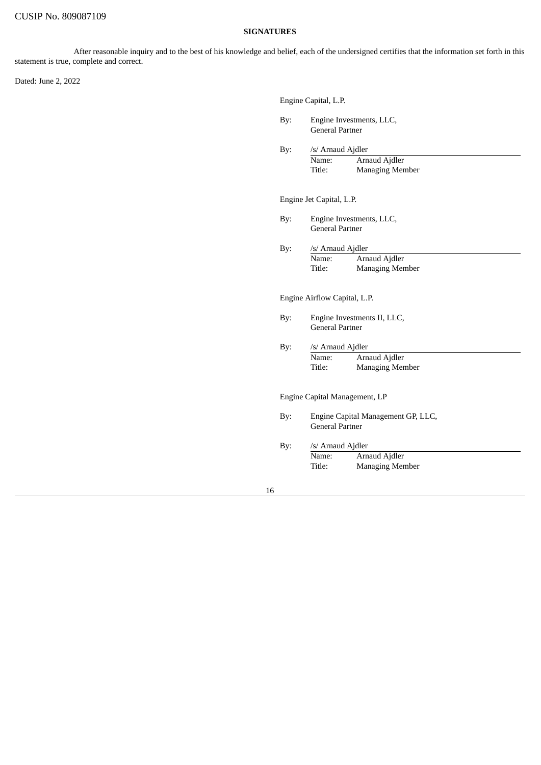CUSIP No. 809087109

**SIGNATURES**

After reasonable inquiry and to the best of his knowledge and belief, each of the undersigned certifies that the information set forth in this statement is true, complete and correct.

Dated: June 2, 2022

Engine Capital, L.P.

By: Engine Investments, LLC,
General Partner

By: /s/ Arnaud Ajdler
Name: Arnaud Ajdler
Title: Managing Member

Engine Jet Capital, L.P.

By: Engine Investments, LLC,
General Partner

By: /s/ Arnaud Ajdler
Name: Arnaud Ajdler
Title: Managing Member

Engine Airflow Capital, L.P.

By: Engine Investments II, LLC,
General Partner

By: /s/ Arnaud Ajdler
Name: Arnaud Ajdler
Title: Managing Member

Engine Capital Management, LP

By: Engine Capital Management GP, LLC,
General Partner

By: /s/ Arnaud Ajdler
Name: Arnaud Ajdler
Title: Managing Member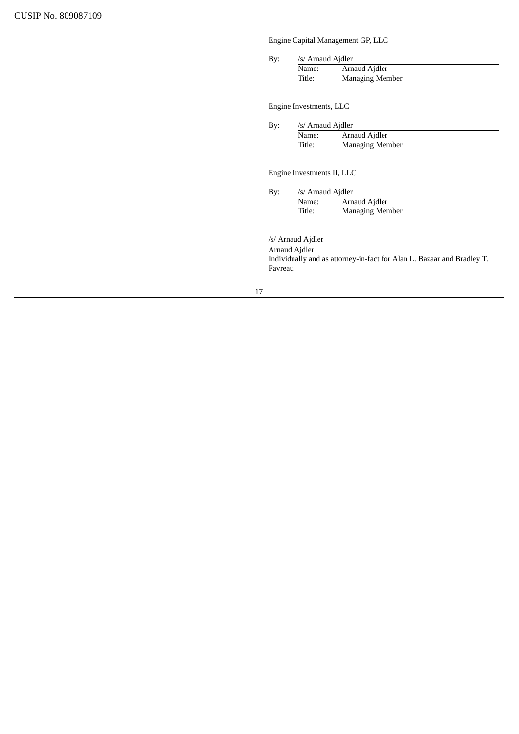Engine Capital Management GP, LLC

By: /s/ Arnaud Ajdler
Name: Arnaud Ajdler
Title: Managing Member

Engine Investments, LLC

By: /s/ Arnaud Ajdler
Name: Arnaud Ajdler
Title: Managing Member

Engine Investments II, LLC

By: /s/ Arnaud Ajdler
Name: Arnaud Ajdler
Title: Managing Member

/s/ Arnaud Ajdler
Arnaud Ajdler
Individually and as attorney-in-fact for Alan L. Bazaar and Bradley T. Favreau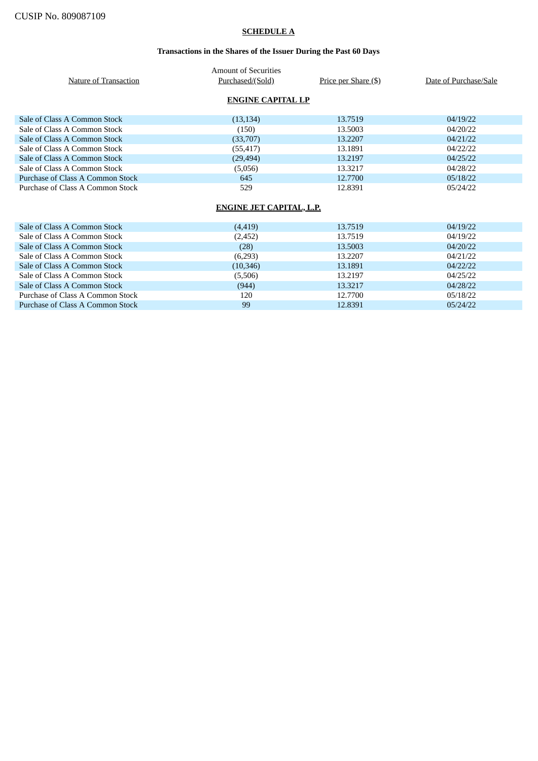CUSIP No. 809087109

**SCHEDULE A**

**Transactions in the Shares of the Issuer During the Past 60 Days**

| Nature of Transaction | Amount of Securities Purchased/(Sold) | Price per Share ($) | Date of Purchase/Sale |
|---|---|---|---|
| **ENGINE CAPITAL LP** | | | |
| Sale of Class A Common Stock | (13,134) | 13.7519 | 04/19/22 |
| Sale of Class A Common Stock | (150) | 13.5003 | 04/20/22 |
| Sale of Class A Common Stock | (33,707) | 13.2207 | 04/21/22 |
| Sale of Class A Common Stock | (55,417) | 13.1891 | 04/22/22 |
| Sale of Class A Common Stock | (29,494) | 13.2197 | 04/25/22 |
| Sale of Class A Common Stock | (5,056) | 13.3217 | 04/28/22 |
| Purchase of Class A Common Stock | 645 | 12.7700 | 05/18/22 |
| Purchase of Class A Common Stock | 529 | 12.8391 | 05/24/22 |
| **ENGINE JET CAPITAL, L.P.** | | | |
| Sale of Class A Common Stock | (4,419) | 13.7519 | 04/19/22 |
| Sale of Class A Common Stock | (2,452) | 13.7519 | 04/19/22 |
| Sale of Class A Common Stock | (28) | 13.5003 | 04/20/22 |
| Sale of Class A Common Stock | (6,293) | 13.2207 | 04/21/22 |
| Sale of Class A Common Stock | (10,346) | 13.1891 | 04/22/22 |
| Sale of Class A Common Stock | (5,506) | 13.2197 | 04/25/22 |
| Sale of Class A Common Stock | (944) | 13.3217 | 04/28/22 |
| Purchase of Class A Common Stock | 120 | 12.7700 | 05/18/22 |
| Purchase of Class A Common Stock | 99 | 12.8391 | 05/24/22 |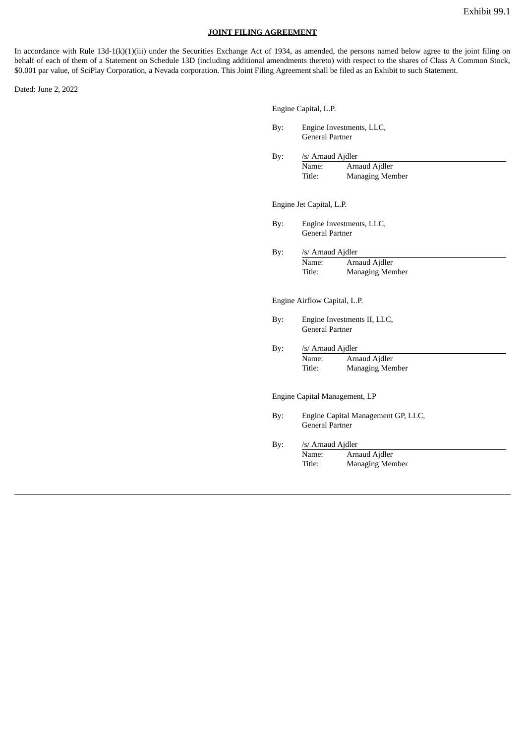Exhibit 99.1

**JOINT FILING AGREEMENT**

In accordance with Rule 13d-1(k)(1)(iii) under the Securities Exchange Act of 1934, as amended, the persons named below agree to the joint filing on behalf of each of them of a Statement on Schedule 13D (including additional amendments thereto) with respect to the shares of Class A Common Stock, $0.001 par value, of SciPlay Corporation, a Nevada corporation. This Joint Filing Agreement shall be filed as an Exhibit to such Statement.

Dated: June 2, 2022

Engine Capital, L.P.

By: Engine Investments, LLC,
General Partner

By: /s/ Arnaud Ajdler
Name: Arnaud Ajdler
Title: Managing Member

Engine Jet Capital, L.P.

By: Engine Investments, LLC,
General Partner

By: /s/ Arnaud Ajdler
Name: Arnaud Ajdler
Title: Managing Member

Engine Airflow Capital, L.P.

By: Engine Investments II, LLC,
General Partner

By: /s/ Arnaud Ajdler
Name: Arnaud Ajdler
Title: Managing Member

Engine Capital Management, LP

By: Engine Capital Management GP, LLC,
General Partner

By: /s/ Arnaud Ajdler
Name: Arnaud Ajdler
Title: Managing Member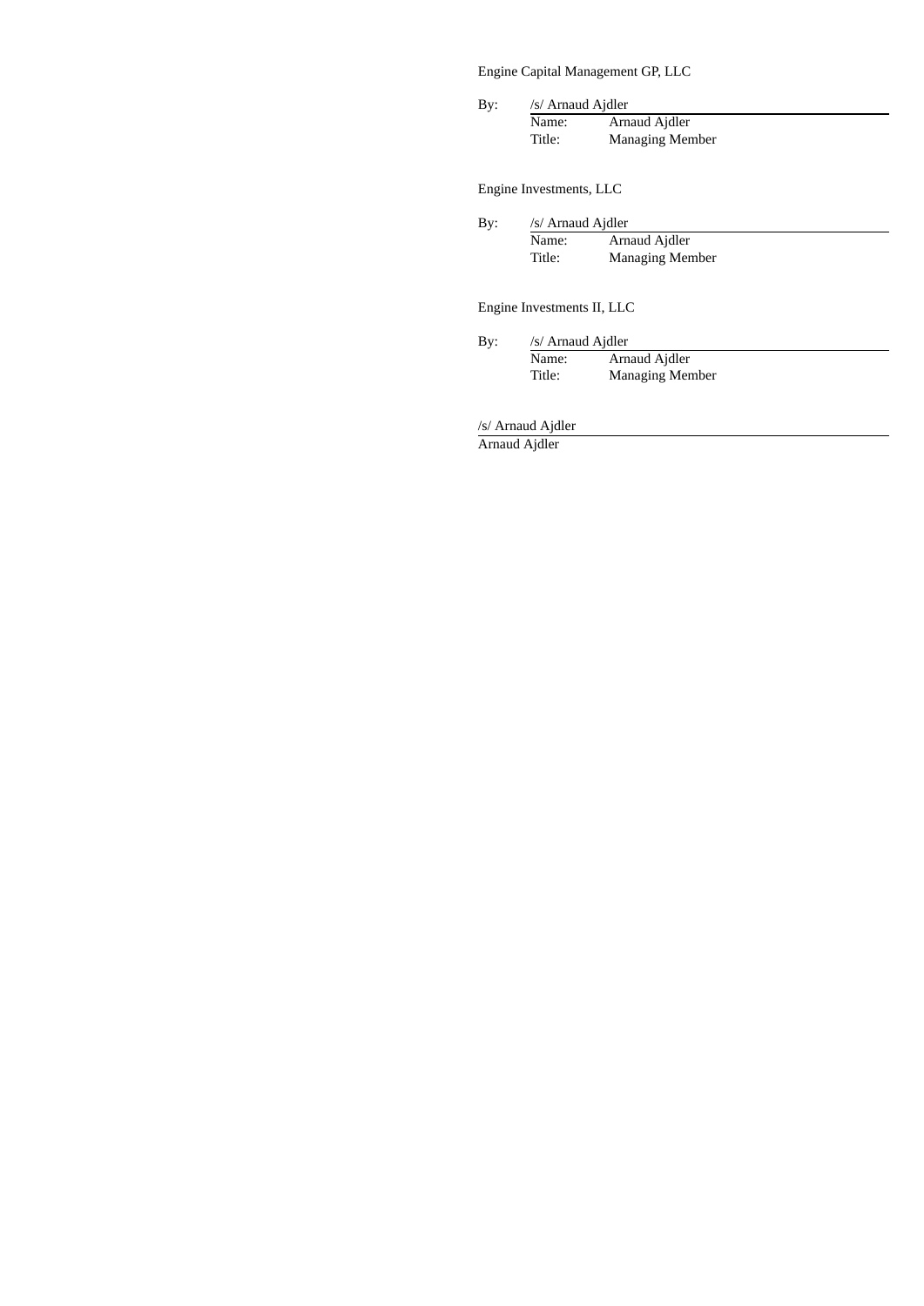Engine Capital Management GP, LLC

By: /s/ Arnaud Ajdler
Name: Arnaud Ajdler
Title: Managing Member

Engine Investments, LLC

By: /s/ Arnaud Ajdler
Name: Arnaud Ajdler
Title: Managing Member

Engine Investments II, LLC

By: /s/ Arnaud Ajdler
Name: Arnaud Ajdler
Title: Managing Member

/s/ Arnaud Ajdler
Arnaud Ajdler